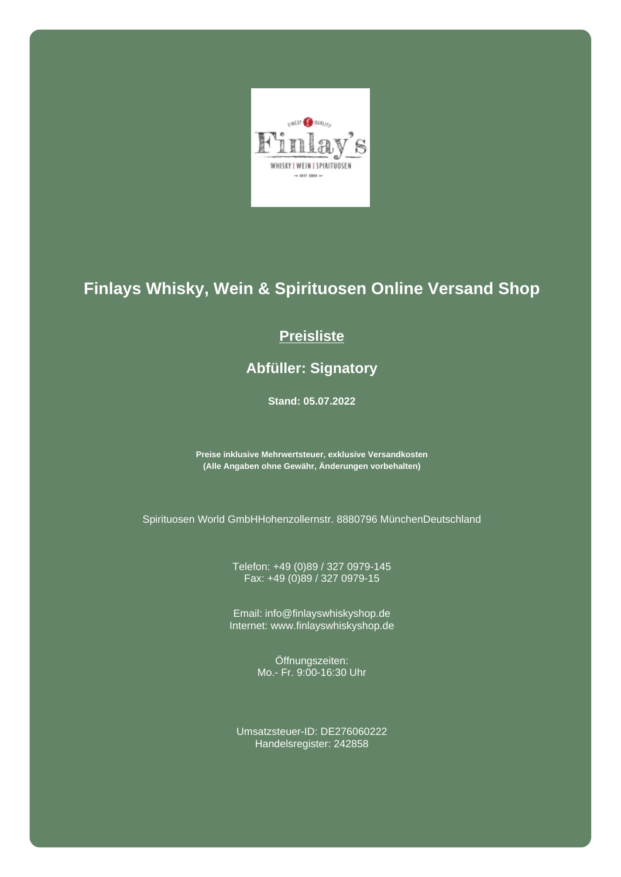# Finlays Whisky, Wein & Spirituosen Online Versand Shop

## Preisliste

### Abfüller: Signatory

**Stand: 05.07.2022**

**Preise inklusive Mehrwertsteuer, exklusive Versandkosten**
**(Alle Angaben ohne Gewähr, Änderungen vorbehalten)**

Spirituosen World GmbHHohenzollernstr. 8880796 MünchenDeutschland

Telefon: +49 (0)89 / 327 0979-145
Fax: +49 (0)89 / 327 0979-15

Email: info@finlayswhiskyshop.de
Internet: www.finlayswhiskyshop.de

Öffnungszeiten:
Mo.- Fr. 9:00-16:30 Uhr

Umsatzsteuer-ID: DE276060222
Handelsregister: 242858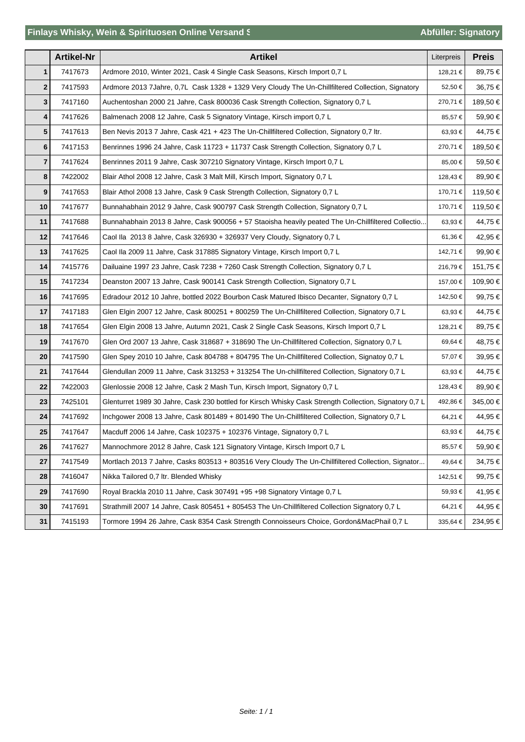## Finlays Whisky, Wein & Spirituosen Online Versand S — Abfüller: Signatory

| | Artikel-Nr | Artikel | Literpreis | Preis |
|---|---|---|---|---|
| 1 | 7417673 | Ardmore 2010, Winter 2021, Cask 4 Single Cask Seasons, Kirsch Import 0,7 L | 128,21 € | 89,75 € |
| 2 | 7417593 | Ardmore 2013 7Jahre, 0,7L Cask 1328 + 1329 Very Cloudy The Un-Chillfiltered Collection, Signatory | 52,50 € | 36,75 € |
| 3 | 7417160 | Auchentoshan 2000 21 Jahre, Cask 800036 Cask Strength Collection, Signatory 0,7 L | 270,71 € | 189,50 € |
| 4 | 7417626 | Balmenach 2008 12 Jahre, Cask 5 Signatory Vintage, Kirsch import 0,7 L | 85,57 € | 59,90 € |
| 5 | 7417613 | Ben Nevis 2013 7 Jahre, Cask 421 + 423 The Un-Chillfiltered Collection, Signatory 0,7 ltr. | 63,93 € | 44,75 € |
| 6 | 7417153 | Benrinnes 1996 24 Jahre, Cask 11723 + 11737 Cask Strength Collection, Signatory 0,7 L | 270,71 € | 189,50 € |
| 7 | 7417624 | Benrinnes 2011 9 Jahre, Cask 307210 Signatory Vintage, Kirsch Import 0,7 L | 85,00 € | 59,50 € |
| 8 | 7422002 | Blair Athol 2008 12 Jahre, Cask 3 Malt Mill, Kirsch Import, Signatory 0,7 L | 128,43 € | 89,90 € |
| 9 | 7417653 | Blair Athol 2008 13 Jahre, Cask 9 Cask Strength Collection, Signatory 0,7 L | 170,71 € | 119,50 € |
| 10 | 7417677 | Bunnahabhain 2012 9 Jahre, Cask 900797 Cask Strength Collection, Signatory 0,7 L | 170,71 € | 119,50 € |
| 11 | 7417688 | Bunnahabhain 2013 8 Jahre, Cask 900056 + 57 Staoisha heavily peated The Un-Chillfiltered Collectio... | 63,93 € | 44,75 € |
| 12 | 7417646 | Caol Ila 2013 8 Jahre, Cask 326930 + 326937 Very Cloudy, Signatory 0,7 L | 61,36 € | 42,95 € |
| 13 | 7417625 | Caol Ila 2009 11 Jahre, Cask 317885 Signatory Vintage, Kirsch Import 0,7 L | 142,71 € | 99,90 € |
| 14 | 7415776 | Dailuaine 1997 23 Jahre, Cask 7238 + 7260 Cask Strength Collection, Signatory 0,7 L | 216,79 € | 151,75 € |
| 15 | 7417234 | Deanston 2007 13 Jahre, Cask 900141 Cask Strength Collection, Signatory 0,7 L | 157,00 € | 109,90 € |
| 16 | 7417695 | Edradour 2012 10 Jahre, bottled 2022 Bourbon Cask Matured Ibisco Decanter, Signatory 0,7 L | 142,50 € | 99,75 € |
| 17 | 7417183 | Glen Elgin 2007 12 Jahre, Cask 800251 + 800259 The Un-Chillfiltered Collection, Signatory 0,7 L | 63,93 € | 44,75 € |
| 18 | 7417654 | Glen Elgin 2008 13 Jahre, Autumn 2021, Cask 2 Single Cask Seasons, Kirsch Import 0,7 L | 128,21 € | 89,75 € |
| 19 | 7417670 | Glen Ord 2007 13 Jahre, Cask 318687 + 318690 The Un-Chillfiltered Collection, Signatory 0,7 L | 69,64 € | 48,75 € |
| 20 | 7417590 | Glen Spey 2010 10 Jahre, Cask 804788 + 804795 The Un-Chillfiltered Collection, Signatoy 0,7 L | 57,07 € | 39,95 € |
| 21 | 7417644 | Glendullan 2009 11 Jahre, Cask 313253 + 313254 The Un-chillfiltered Collection, Signatory 0,7 L | 63,93 € | 44,75 € |
| 22 | 7422003 | Glenlossie 2008 12 Jahre, Cask 2 Mash Tun, Kirsch Import, Signatory 0,7 L | 128,43 € | 89,90 € |
| 23 | 7425101 | Glenturret 1989 30 Jahre, Cask 230 bottled for Kirsch Whisky Cask Strength Collection, Signatory 0,7 L | 492,86 € | 345,00 € |
| 24 | 7417692 | Inchgower 2008 13 Jahre, Cask 801489 + 801490 The Un-Chillfiltered Collection, Signatory 0,7 L | 64,21 € | 44,95 € |
| 25 | 7417647 | Macduff 2006 14 Jahre, Cask 102375 + 102376 Vintage, Signatory 0,7 L | 63,93 € | 44,75 € |
| 26 | 7417627 | Mannochmore 2012 8 Jahre, Cask 121 Signatory Vintage, Kirsch Import 0,7 L | 85,57 € | 59,90 € |
| 27 | 7417549 | Mortlach 2013 7 Jahre, Casks 803513 + 803516 Very Cloudy The Un-Chillfiltered Collection, Signator... | 49,64 € | 34,75 € |
| 28 | 7416047 | Nikka Tailored 0,7 ltr. Blended Whisky | 142,51 € | 99,75 € |
| 29 | 7417690 | Royal Brackla 2010 11 Jahre, Cask 307491 +95 +98 Signatory Vintage 0,7 L | 59,93 € | 41,95 € |
| 30 | 7417691 | Strathmill 2007 14 Jahre, Cask 805451 + 805453 The Un-Chillfiltered Collection Signatory 0,7 L | 64,21 € | 44,95 € |
| 31 | 7415193 | Tormore 1994 26 Jahre, Cask 8354 Cask Strength Connoisseurs Choice, Gordon&MacPhail 0,7 L | 335,64 € | 234,95 € |